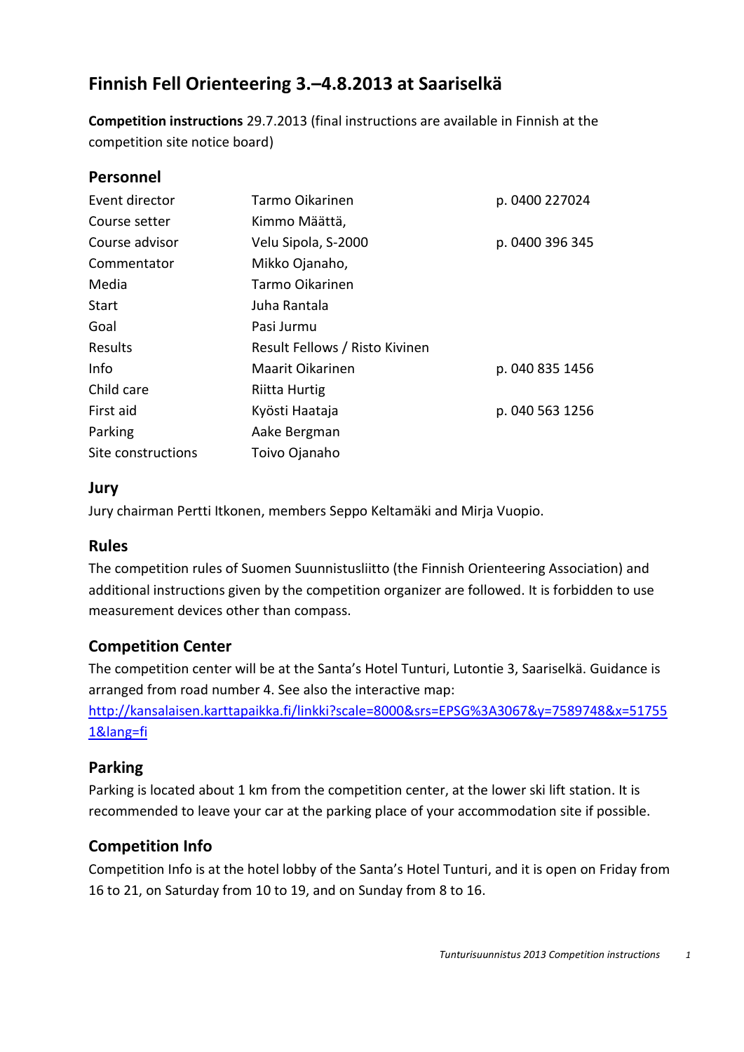# Finnish Fell Orienteering 3.–4.8.2013 at Saariselkä

**Competition instructions** 29.7.2013 (final instructions are available in Finnish at the competition site notice board)

## Personnel

| | | |
|---|---|---|
| Event director | Tarmo Oikarinen | p. 0400 227024 |
| Course setter | Kimmo Määttä, | |
| Course advisor | Velu Sipola, S-2000 | p. 0400 396 345 |
| Commentator | Mikko Ojanaho, | |
| Media | Tarmo Oikarinen | |
| Start | Juha Rantala | |
| Goal | Pasi Jurmu | |
| Results | Result Fellows / Risto Kivinen | |
| Info | Maarit Oikarinen | p. 040 835 1456 |
| Child care | Riitta Hurtig | |
| First aid | Kyösti Haataja | p. 040 563 1256 |
| Parking | Aake Bergman | |
| Site constructions | Toivo Ojanaho | |

## Jury

Jury chairman Pertti Itkonen, members Seppo Keltamäki and Mirja Vuopio.

## Rules

The competition rules of Suomen Suunnistusliitto (the Finnish Orienteering Association) and additional instructions given by the competition organizer are followed. It is forbidden to use measurement devices other than compass.

## Competition Center

The competition center will be at the Santa's Hotel Tunturi, Lutontie 3, Saariselkä. Guidance is arranged from road number 4. See also the interactive map: [http://kansalaisen.karttapaikka.fi/linkki?scale=8000&srs=EPSG%3A3067&y=7589748&x=517551&lang=fi](http://kansalaisen.karttapaikka.fi/linkki?scale=8000&srs=EPSG%3A3067&y=7589748&x=517551&lang=fi)

## Parking

Parking is located about 1 km from the competition center, at the lower ski lift station. It is recommended to leave your car at the parking place of your accommodation site if possible.

## Competition Info

Competition Info is at the hotel lobby of the Santa's Hotel Tunturi, and it is open on Friday from 16 to 21, on Saturday from 10 to 19, and on Sunday from 8 to 16.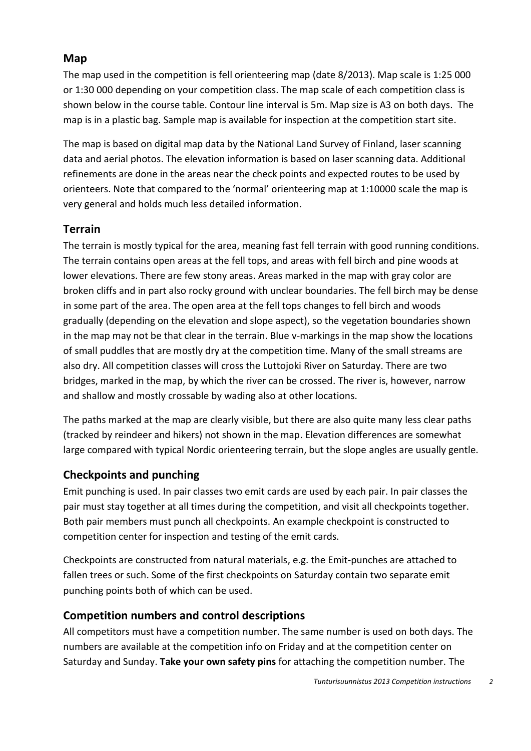## Map

The map used in the competition is fell orienteering map (date 8/2013). Map scale is 1:25 000 or 1:30 000 depending on your competition class. The map scale of each competition class is shown below in the course table. Contour line interval is 5m. Map size is A3 on both days. The map is in a plastic bag. Sample map is available for inspection at the competition start site.

The map is based on digital map data by the National Land Survey of Finland, laser scanning data and aerial photos. The elevation information is based on laser scanning data. Additional refinements are done in the areas near the check points and expected routes to be used by orienteers. Note that compared to the 'normal' orienteering map at 1:10000 scale the map is very general and holds much less detailed information.

## Terrain

The terrain is mostly typical for the area, meaning fast fell terrain with good running conditions. The terrain contains open areas at the fell tops, and areas with fell birch and pine woods at lower elevations. There are few stony areas. Areas marked in the map with gray color are broken cliffs and in part also rocky ground with unclear boundaries. The fell birch may be dense in some part of the area. The open area at the fell tops changes to fell birch and woods gradually (depending on the elevation and slope aspect), so the vegetation boundaries shown in the map may not be that clear in the terrain. Blue v-markings in the map show the locations of small puddles that are mostly dry at the competition time. Many of the small streams are also dry. All competition classes will cross the Luttojoki River on Saturday. There are two bridges, marked in the map, by which the river can be crossed. The river is, however, narrow and shallow and mostly crossable by wading also at other locations.

The paths marked at the map are clearly visible, but there are also quite many less clear paths (tracked by reindeer and hikers) not shown in the map. Elevation differences are somewhat large compared with typical Nordic orienteering terrain, but the slope angles are usually gentle.

## Checkpoints and punching

Emit punching is used. In pair classes two emit cards are used by each pair. In pair classes the pair must stay together at all times during the competition, and visit all checkpoints together. Both pair members must punch all checkpoints. An example checkpoint is constructed to competition center for inspection and testing of the emit cards.

Checkpoints are constructed from natural materials, e.g. the Emit-punches are attached to fallen trees or such. Some of the first checkpoints on Saturday contain two separate emit punching points both of which can be used.

## Competition numbers and control descriptions

All competitors must have a competition number. The same number is used on both days. The numbers are available at the competition info on Friday and at the competition center on Saturday and Sunday. **Take your own safety pins** for attaching the competition number. The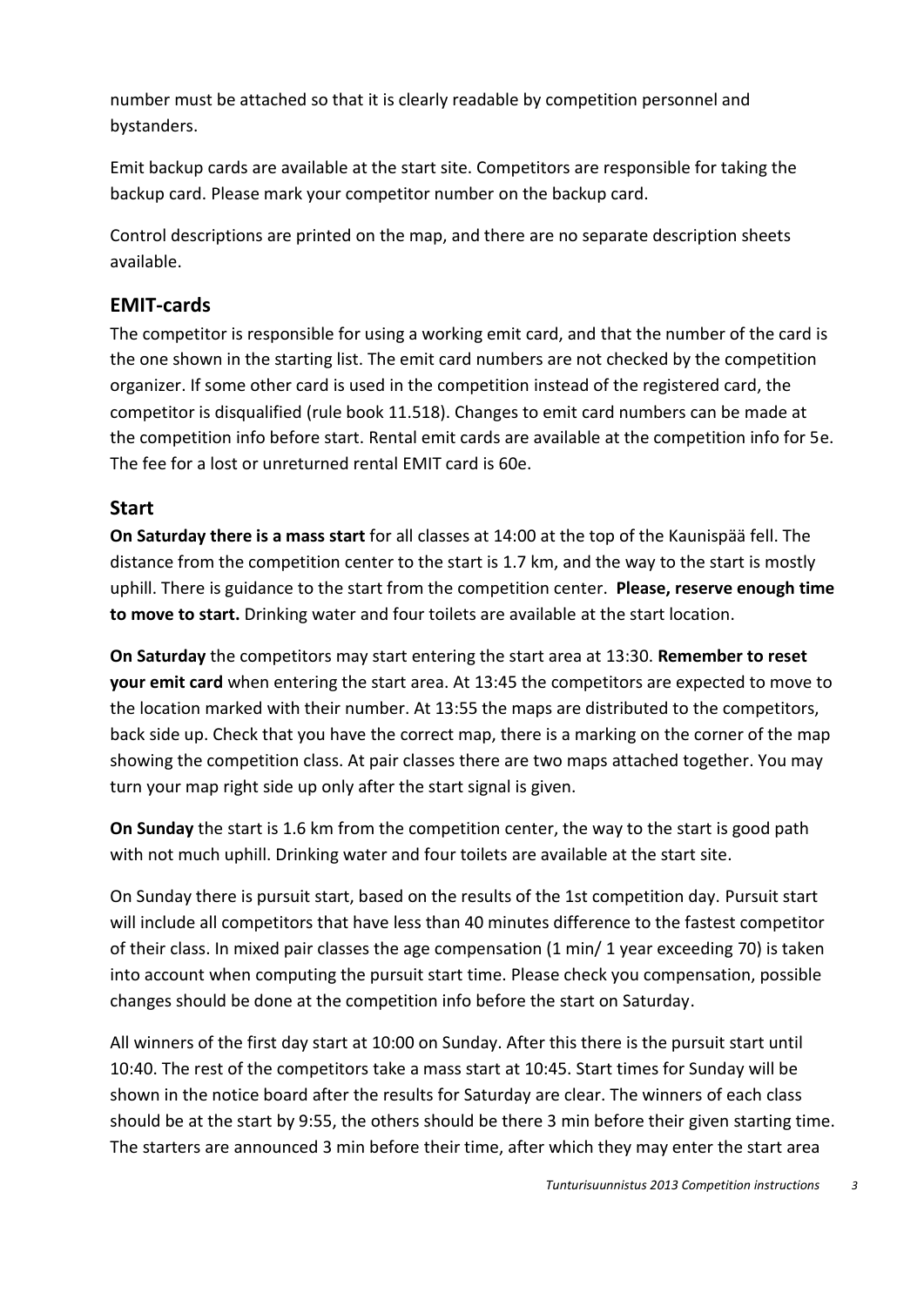number must be attached so that it is clearly readable by competition personnel and bystanders.

Emit backup cards are available at the start site. Competitors are responsible for taking the backup card. Please mark your competitor number on the backup card.

Control descriptions are printed on the map, and there are no separate description sheets available.

## EMIT-cards

The competitor is responsible for using a working emit card, and that the number of the card is the one shown in the starting list. The emit card numbers are not checked by the competition organizer. If some other card is used in the competition instead of the registered card, the competitor is disqualified (rule book 11.518). Changes to emit card numbers can be made at the competition info before start. Rental emit cards are available at the competition info for 5e. The fee for a lost or unreturned rental EMIT card is 60e.

## Start

**On Saturday there is a mass start** for all classes at 14:00 at the top of the Kaunispää fell. The distance from the competition center to the start is 1.7 km, and the way to the start is mostly uphill. There is guidance to the start from the competition center. **Please, reserve enough time to move to start.** Drinking water and four toilets are available at the start location.

**On Saturday** the competitors may start entering the start area at 13:30. **Remember to reset your emit card** when entering the start area. At 13:45 the competitors are expected to move to the location marked with their number. At 13:55 the maps are distributed to the competitors, back side up. Check that you have the correct map, there is a marking on the corner of the map showing the competition class. At pair classes there are two maps attached together. You may turn your map right side up only after the start signal is given.

**On Sunday** the start is 1.6 km from the competition center, the way to the start is good path with not much uphill. Drinking water and four toilets are available at the start site.

On Sunday there is pursuit start, based on the results of the 1st competition day. Pursuit start will include all competitors that have less than 40 minutes difference to the fastest competitor of their class. In mixed pair classes the age compensation (1 min/ 1 year exceeding 70) is taken into account when computing the pursuit start time. Please check you compensation, possible changes should be done at the competition info before the start on Saturday.

All winners of the first day start at 10:00 on Sunday. After this there is the pursuit start until 10:40. The rest of the competitors take a mass start at 10:45. Start times for Sunday will be shown in the notice board after the results for Saturday are clear. The winners of each class should be at the start by 9:55, the others should be there 3 min before their given starting time. The starters are announced 3 min before their time, after which they may enter the start area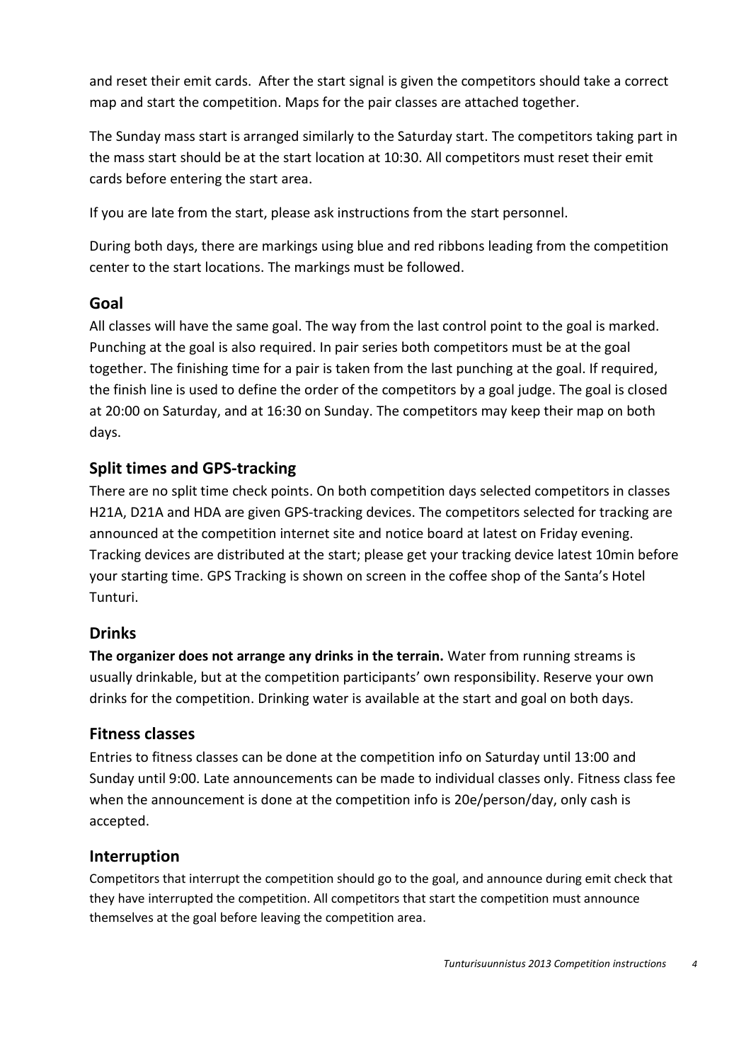and reset their emit cards. After the start signal is given the competitors should take a correct map and start the competition. Maps for the pair classes are attached together.

The Sunday mass start is arranged similarly to the Saturday start. The competitors taking part in the mass start should be at the start location at 10:30. All competitors must reset their emit cards before entering the start area.

If you are late from the start, please ask instructions from the start personnel.

During both days, there are markings using blue and red ribbons leading from the competition center to the start locations. The markings must be followed.

## Goal

All classes will have the same goal. The way from the last control point to the goal is marked. Punching at the goal is also required. In pair series both competitors must be at the goal together. The finishing time for a pair is taken from the last punching at the goal. If required, the finish line is used to define the order of the competitors by a goal judge. The goal is closed at 20:00 on Saturday, and at 16:30 on Sunday. The competitors may keep their map on both days.

## Split times and GPS-tracking

There are no split time check points. On both competition days selected competitors in classes H21A, D21A and HDA are given GPS-tracking devices. The competitors selected for tracking are announced at the competition internet site and notice board at latest on Friday evening. Tracking devices are distributed at the start; please get your tracking device latest 10min before your starting time. GPS Tracking is shown on screen in the coffee shop of the Santa's Hotel Tunturi.

## Drinks

**The organizer does not arrange any drinks in the terrain.** Water from running streams is usually drinkable, but at the competition participants' own responsibility. Reserve your own drinks for the competition. Drinking water is available at the start and goal on both days.

## Fitness classes

Entries to fitness classes can be done at the competition info on Saturday until 13:00 and Sunday until 9:00. Late announcements can be made to individual classes only. Fitness class fee when the announcement is done at the competition info is 20e/person/day, only cash is accepted.

## Interruption

Competitors that interrupt the competition should go to the goal, and announce during emit check that they have interrupted the competition. All competitors that start the competition must announce themselves at the goal before leaving the competition area.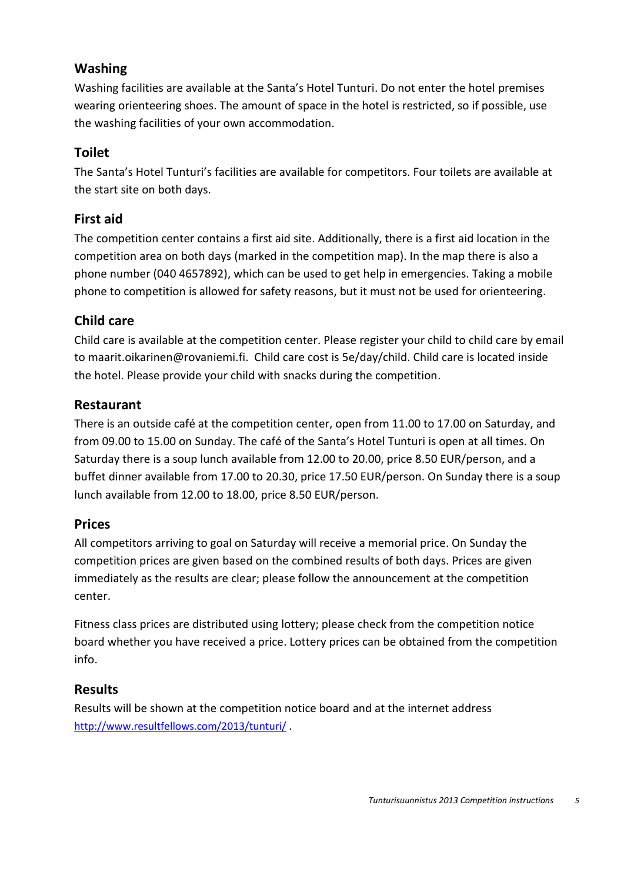## Washing

Washing facilities are available at the Santa's Hotel Tunturi. Do not enter the hotel premises wearing orienteering shoes. The amount of space in the hotel is restricted, so if possible, use the washing facilities of your own accommodation.

## Toilet

The Santa's Hotel Tunturi's facilities are available for competitors. Four toilets are available at the start site on both days.

## First aid

The competition center contains a first aid site. Additionally, there is a first aid location in the competition area on both days (marked in the competition map). In the map there is also a phone number (040 4657892), which can be used to get help in emergencies. Taking a mobile phone to competition is allowed for safety reasons, but it must not be used for orienteering.

## Child care

Child care is available at the competition center. Please register your child to child care by email to maarit.oikarinen@rovaniemi.fi. Child care cost is 5e/day/child. Child care is located inside the hotel. Please provide your child with snacks during the competition.

## Restaurant

There is an outside café at the competition center, open from 11.00 to 17.00 on Saturday, and from 09.00 to 15.00 on Sunday. The café of the Santa's Hotel Tunturi is open at all times. On Saturday there is a soup lunch available from 12.00 to 20.00, price 8.50 EUR/person, and a buffet dinner available from 17.00 to 20.30, price 17.50 EUR/person. On Sunday there is a soup lunch available from 12.00 to 18.00, price 8.50 EUR/person.

## Prices

All competitors arriving to goal on Saturday will receive a memorial price. On Sunday the competition prices are given based on the combined results of both days. Prices are given immediately as the results are clear; please follow the announcement at the competition center.

Fitness class prices are distributed using lottery; please check from the competition notice board whether you have received a price. Lottery prices can be obtained from the competition info.

## Results

Results will be shown at the competition notice board and at the internet address http://www.resultfellows.com/2013/tunturi/ .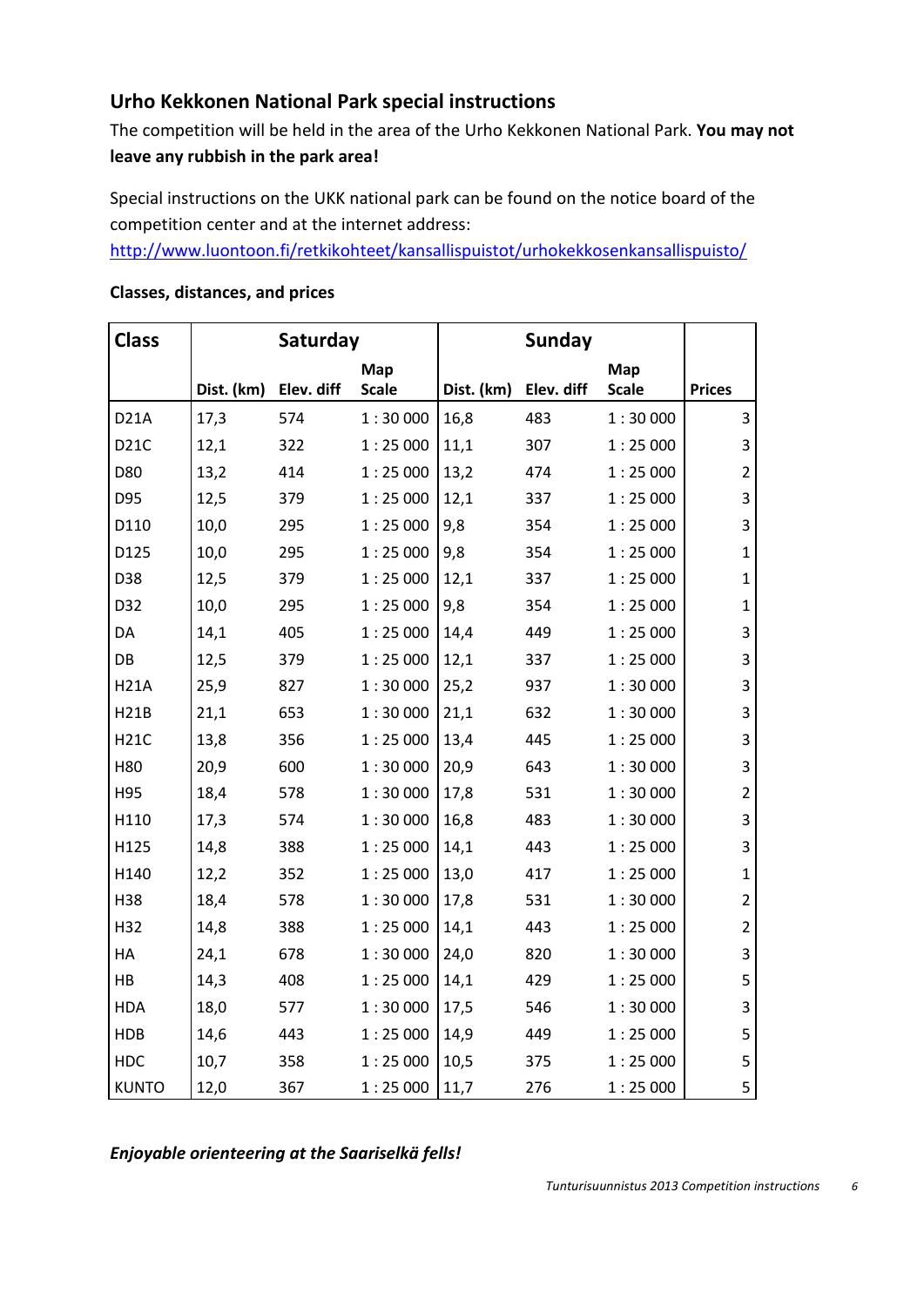## Urho Kekkonen National Park special instructions

The competition will be held in the area of the Urho Kekkonen National Park. **You may not leave any rubbish in the park area!**

Special instructions on the UKK national park can be found on the notice board of the competition center and at the internet address: http://www.luontoon.fi/retkikohteet/kansallispuistot/urhokekkosenkansallispuisto/

**Classes, distances, and prices**

| Class | Saturday | | | Sunday | | | |
|---|---|---|---|---|---|---|---|
| | Dist. (km) | Elev. diff | Map Scale | Dist. (km) | Elev. diff | Map Scale | Prices |
| D21A | 17,3 | 574 | 1 : 30 000 | 16,8 | 483 | 1 : 30 000 | 3 |
| D21C | 12,1 | 322 | 1 : 25 000 | 11,1 | 307 | 1 : 25 000 | 3 |
| D80 | 13,2 | 414 | 1 : 25 000 | 13,2 | 474 | 1 : 25 000 | 2 |
| D95 | 12,5 | 379 | 1 : 25 000 | 12,1 | 337 | 1 : 25 000 | 3 |
| D110 | 10,0 | 295 | 1 : 25 000 | 9,8 | 354 | 1 : 25 000 | 3 |
| D125 | 10,0 | 295 | 1 : 25 000 | 9,8 | 354 | 1 : 25 000 | 1 |
| D38 | 12,5 | 379 | 1 : 25 000 | 12,1 | 337 | 1 : 25 000 | 1 |
| D32 | 10,0 | 295 | 1 : 25 000 | 9,8 | 354 | 1 : 25 000 | 1 |
| DA | 14,1 | 405 | 1 : 25 000 | 14,4 | 449 | 1 : 25 000 | 3 |
| DB | 12,5 | 379 | 1 : 25 000 | 12,1 | 337 | 1 : 25 000 | 3 |
| H21A | 25,9 | 827 | 1 : 30 000 | 25,2 | 937 | 1 : 30 000 | 3 |
| H21B | 21,1 | 653 | 1 : 30 000 | 21,1 | 632 | 1 : 30 000 | 3 |
| H21C | 13,8 | 356 | 1 : 25 000 | 13,4 | 445 | 1 : 25 000 | 3 |
| H80 | 20,9 | 600 | 1 : 30 000 | 20,9 | 643 | 1 : 30 000 | 3 |
| H95 | 18,4 | 578 | 1 : 30 000 | 17,8 | 531 | 1 : 30 000 | 2 |
| H110 | 17,3 | 574 | 1 : 30 000 | 16,8 | 483 | 1 : 30 000 | 3 |
| H125 | 14,8 | 388 | 1 : 25 000 | 14,1 | 443 | 1 : 25 000 | 3 |
| H140 | 12,2 | 352 | 1 : 25 000 | 13,0 | 417 | 1 : 25 000 | 1 |
| H38 | 18,4 | 578 | 1 : 30 000 | 17,8 | 531 | 1 : 30 000 | 2 |
| H32 | 14,8 | 388 | 1 : 25 000 | 14,1 | 443 | 1 : 25 000 | 2 |
| HA | 24,1 | 678 | 1 : 30 000 | 24,0 | 820 | 1 : 30 000 | 3 |
| HB | 14,3 | 408 | 1 : 25 000 | 14,1 | 429 | 1 : 25 000 | 5 |
| HDA | 18,0 | 577 | 1 : 30 000 | 17,5 | 546 | 1 : 30 000 | 3 |
| HDB | 14,6 | 443 | 1 : 25 000 | 14,9 | 449 | 1 : 25 000 | 5 |
| HDC | 10,7 | 358 | 1 : 25 000 | 10,5 | 375 | 1 : 25 000 | 5 |
| KUNTO | 12,0 | 367 | 1 : 25 000 | 11,7 | 276 | 1 : 25 000 | 5 |

***Enjoyable orienteering at the Saariselkä fells!***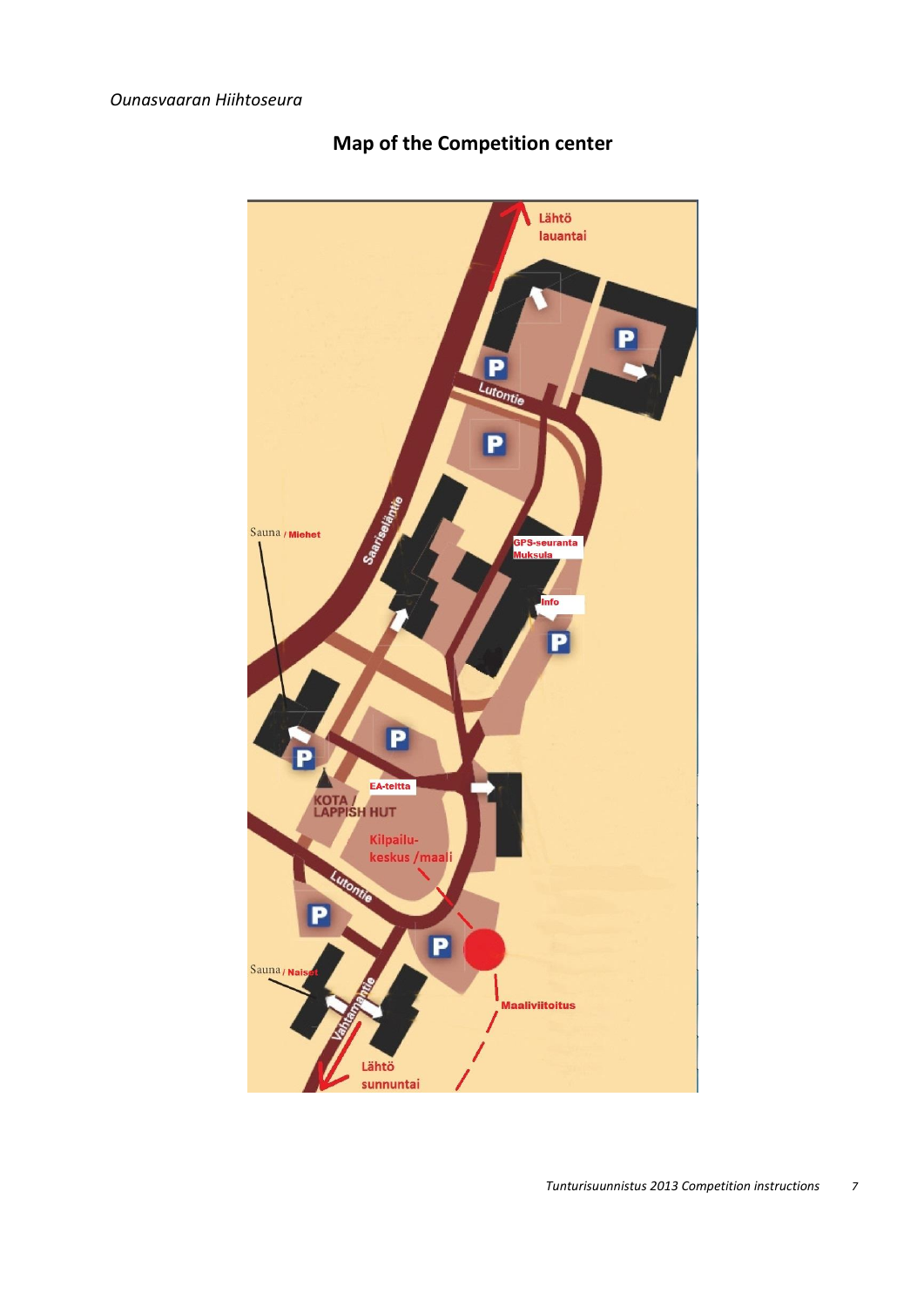## Map of the Competition center

Lähtö
lauantai

P

P

Lutontie

P

Saariseläntie

Sauna / Miehet

GPS-seuranta
Muksula

Info

P

P

P

EA-teltta

KOTA /
LAPPISH HUT

Kilpailu-
keskus /maali

Lutontie

P

P

Sauna / Naiset

Vahtamantie

Maaliviitoitus

Lähtö
sunnuntai